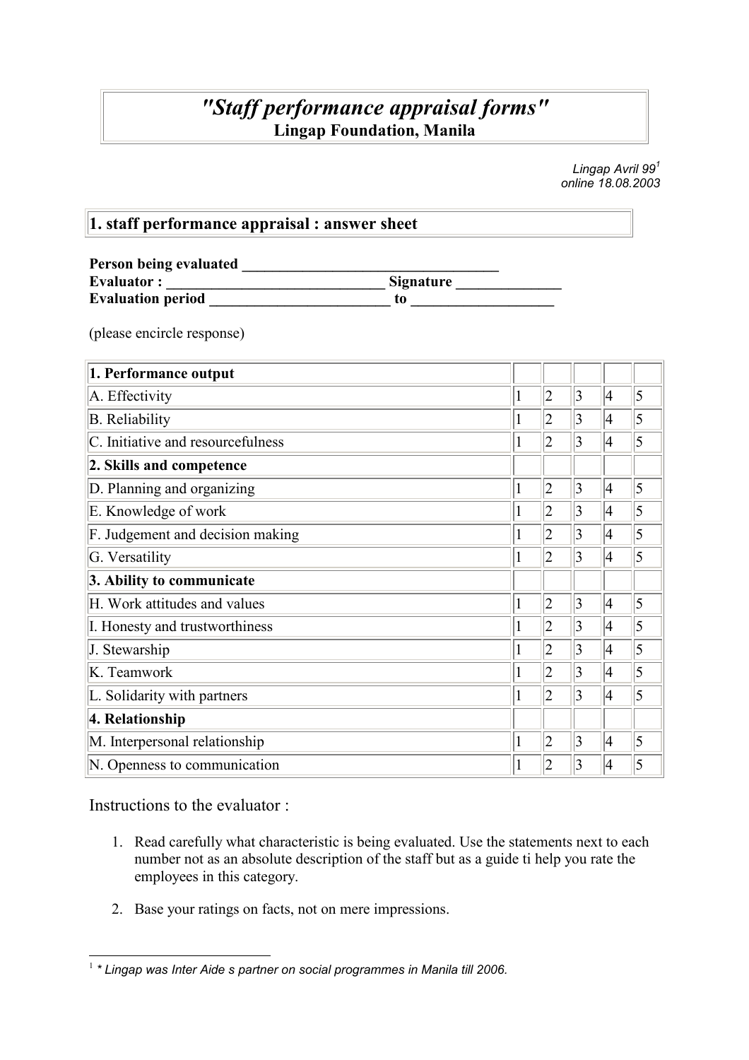# "Staff performance appraisal forms"

**Lingap Foundation, Manila**

*Lingap Avril 99*[1]
*online 18.08.2003*

## 1. staff performance appraisal : answer sheet

**Person being evaluated ___________________________________**
**Evaluator : ______________________________ Signature ______________**
**Evaluation period ________________________ to ___________________**

(please encircle response)

| **1. Performance output** | | | | | |
|---|---|---|---|---|---|
| A. Effectivity | 1 | 2 | 3 | 4 | 5 |
| B. Reliability | 1 | 2 | 3 | 4 | 5 |
| C. Initiative and resourcefulness | 1 | 2 | 3 | 4 | 5 |
| **2. Skills and competence** | | | | | |
| D. Planning and organizing | 1 | 2 | 3 | 4 | 5 |
| E. Knowledge of work | 1 | 2 | 3 | 4 | 5 |
| F. Judgement and decision making | 1 | 2 | 3 | 4 | 5 |
| G. Versatility | 1 | 2 | 3 | 4 | 5 |
| **3. Ability to communicate** | | | | | |
| H. Work attitudes and values | 1 | 2 | 3 | 4 | 5 |
| I. Honesty and trustworthiness | 1 | 2 | 3 | 4 | 5 |
| J. Stewarship | 1 | 2 | 3 | 4 | 5 |
| K. Teamwork | 1 | 2 | 3 | 4 | 5 |
| L. Solidarity with partners | 1 | 2 | 3 | 4 | 5 |
| **4. Relationship** | | | | | |
| M. Interpersonal relationship | 1 | 2 | 3 | 4 | 5 |
| N. Openness to communication | 1 | 2 | 3 | 4 | 5 |

Instructions to the evaluator :

1. Read carefully what characteristic is being evaluated. Use the statements next to each number not as an absolute description of the staff but as a guide ti help you rate the employees in this category.
2. Base your ratings on facts, not on mere impressions.

[1] *\* Lingap was Inter Aide s partner on social programmes in Manila till 2006.*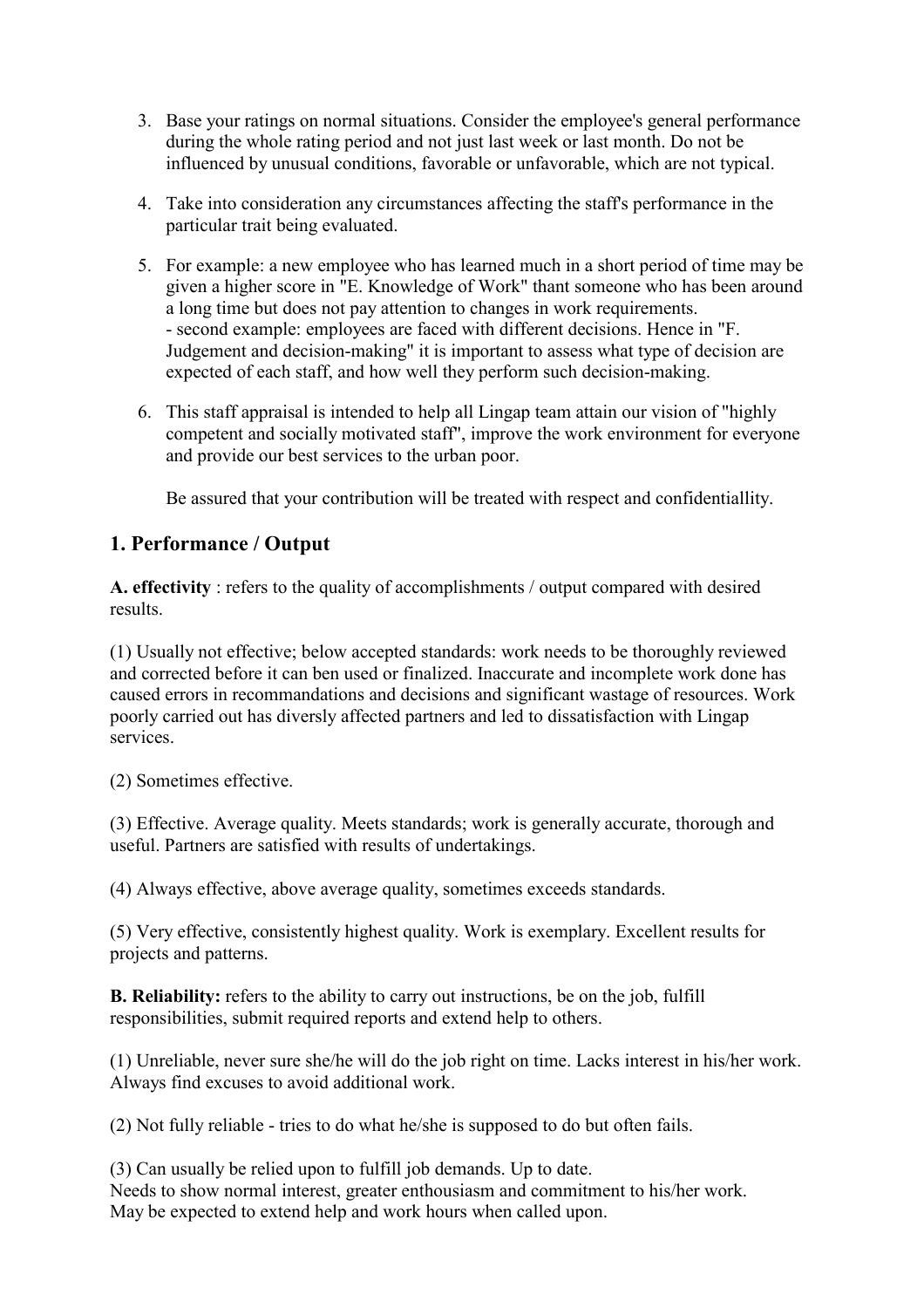3. Base your ratings on normal situations. Consider the employee's general performance during the whole rating period and not just last week or last month. Do not be influenced by unusual conditions, favorable or unfavorable, which are not typical.

4. Take into consideration any circumstances affecting the staff's performance in the particular trait being evaluated.

5. For example: a new employee who has learned much in a short period of time may be given a higher score in "E. Knowledge of Work" thant someone who has been around a long time but does not pay attention to changes in work requirements.
   - second example: employees are faced with different decisions. Hence in "F. Judgement and decision-making" it is important to assess what type of decision are expected of each staff, and how well they perform such decision-making.

6. This staff appraisal is intended to help all Lingap team attain our vision of "highly competent and socially motivated staff", improve the work environment for everyone and provide our best services to the urban poor.

   Be assured that your contribution will be treated with respect and confidentiallity.

## 1. Performance / Output

**A. effectivity** : refers to the quality of accomplishments / output compared with desired results.

(1) Usually not effective; below accepted standards: work needs to be thoroughly reviewed and corrected before it can ben used or finalized. Inaccurate and incomplete work done has caused errors in recommandations and decisions and significant wastage of resources. Work poorly carried out has diversly affected partners and led to dissatisfaction with Lingap services.

(2) Sometimes effective.

(3) Effective. Average quality. Meets standards; work is generally accurate, thorough and useful. Partners are satisfied with results of undertakings.

(4) Always effective, above average quality, sometimes exceeds standards.

(5) Very effective, consistently highest quality. Work is exemplary. Excellent results for projects and patterns.

**B. Reliability:** refers to the ability to carry out instructions, be on the job, fulfill responsibilities, submit required reports and extend help to others.

(1) Unreliable, never sure she/he will do the job right on time. Lacks interest in his/her work. Always find excuses to avoid additional work.

(2) Not fully reliable - tries to do what he/she is supposed to do but often fails.

(3) Can usually be relied upon to fulfill job demands. Up to date.
Needs to show normal interest, greater enthousiasm and commitment to his/her work.
May be expected to extend help and work hours when called upon.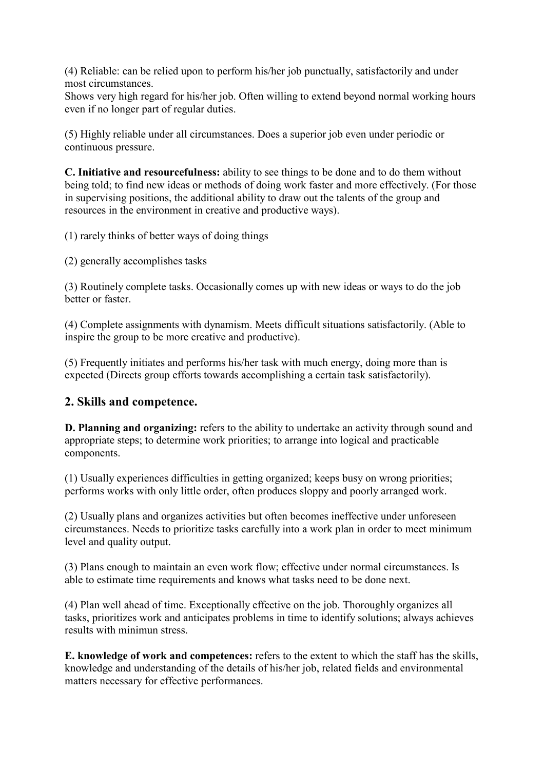(4) Reliable: can be relied upon to perform his/her job punctually, satisfactorily and under most circumstances.
Shows very high regard for his/her job. Often willing to extend beyond normal working hours even if no longer part of regular duties.

(5) Highly reliable under all circumstances. Does a superior job even under periodic or continuous pressure.

**C. Initiative and resourcefulness:** ability to see things to be done and to do them without being told; to find new ideas or methods of doing work faster and more effectively. (For those in supervising positions, the additional ability to draw out the talents of the group and resources in the environment in creative and productive ways).

(1) rarely thinks of better ways of doing things

(2) generally accomplishes tasks

(3) Routinely complete tasks. Occasionally comes up with new ideas or ways to do the job better or faster.

(4) Complete assignments with dynamism. Meets difficult situations satisfactorily. (Able to inspire the group to be more creative and productive).

(5) Frequently initiates and performs his/her task with much energy, doing more than is expected (Directs group efforts towards accomplishing a certain task satisfactorily).

## 2. Skills and competence.

**D. Planning and organizing:** refers to the ability to undertake an activity through sound and appropriate steps; to determine work priorities; to arrange into logical and practicable components.

(1) Usually experiences difficulties in getting organized; keeps busy on wrong priorities; performs works with only little order, often produces sloppy and poorly arranged work.

(2) Usually plans and organizes activities but often becomes ineffective under unforeseen circumstances. Needs to prioritize tasks carefully into a work plan in order to meet minimum level and quality output.

(3) Plans enough to maintain an even work flow; effective under normal circumstances. Is able to estimate time requirements and knows what tasks need to be done next.

(4) Plan well ahead of time. Exceptionally effective on the job. Thoroughly organizes all tasks, prioritizes work and anticipates problems in time to identify solutions; always achieves results with minimun stress.

**E. knowledge of work and competences:** refers to the extent to which the staff has the skills, knowledge and understanding of the details of his/her job, related fields and environmental matters necessary for effective performances.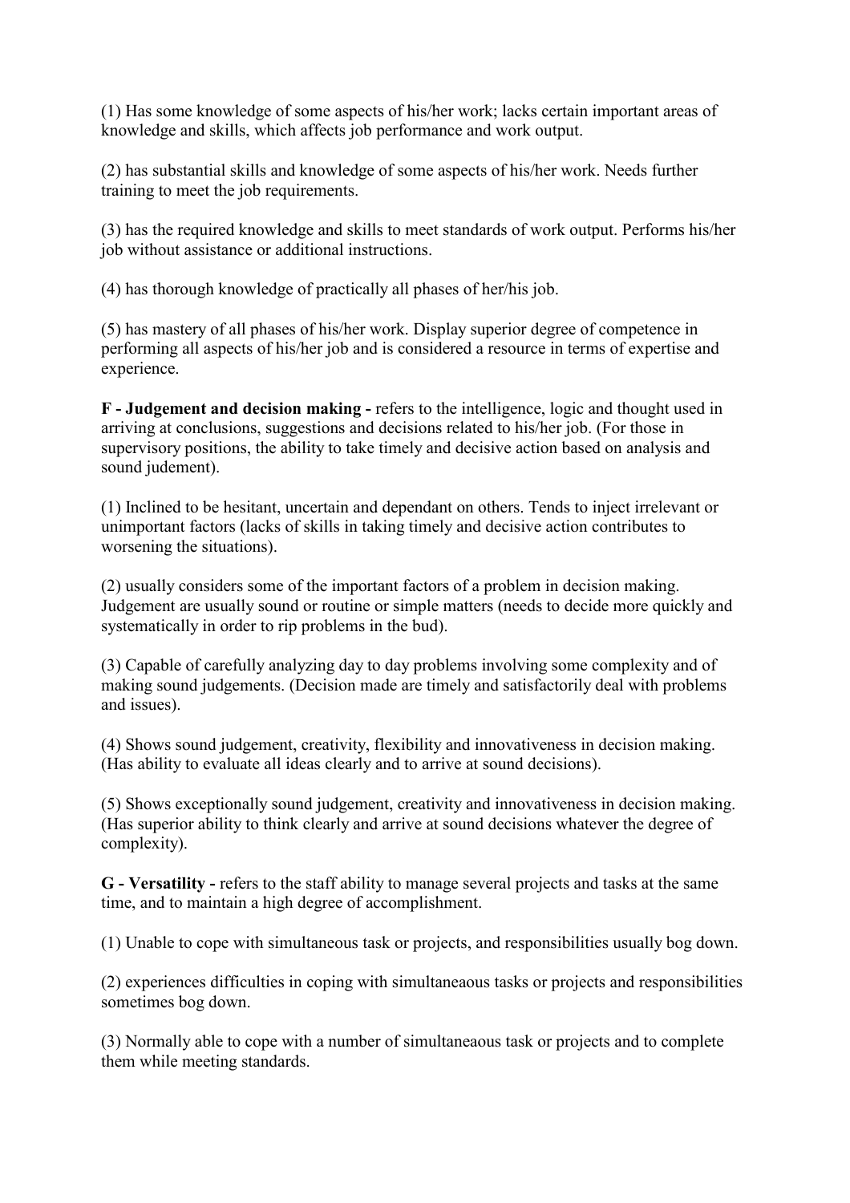(1) Has some knowledge of some aspects of his/her work; lacks certain important areas of knowledge and skills, which affects job performance and work output.

(2) has substantial skills and knowledge of some aspects of his/her work. Needs further training to meet the job requirements.

(3) has the required knowledge and skills to meet standards of work output. Performs his/her job without assistance or additional instructions.

(4) has thorough knowledge of practically all phases of her/his job.

(5) has mastery of all phases of his/her work. Display superior degree of competence in performing all aspects of his/her job and is considered a resource in terms of expertise and experience.

**F - Judgement and decision making -** refers to the intelligence, logic and thought used in arriving at conclusions, suggestions and decisions related to his/her job. (For those in supervisory positions, the ability to take timely and decisive action based on analysis and sound judement).

(1) Inclined to be hesitant, uncertain and dependant on others. Tends to inject irrelevant or unimportant factors (lacks of skills in taking timely and decisive action contributes to worsening the situations).

(2) usually considers some of the important factors of a problem in decision making. Judgement are usually sound or routine or simple matters (needs to decide more quickly and systematically in order to rip problems in the bud).

(3) Capable of carefully analyzing day to day problems involving some complexity and of making sound judgements. (Decision made are timely and satisfactorily deal with problems and issues).

(4) Shows sound judgement, creativity, flexibility and innovativeness in decision making. (Has ability to evaluate all ideas clearly and to arrive at sound decisions).

(5) Shows exceptionally sound judgement, creativity and innovativeness in decision making. (Has superior ability to think clearly and arrive at sound decisions whatever the degree of complexity).

**G - Versatility -** refers to the staff ability to manage several projects and tasks at the same time, and to maintain a high degree of accomplishment.

(1) Unable to cope with simultaneous task or projects, and responsibilities usually bog down.

(2) experiences difficulties in coping with simultaneaous tasks or projects and responsibilities sometimes bog down.

(3) Normally able to cope with a number of simultaneaous task or projects and to complete them while meeting standards.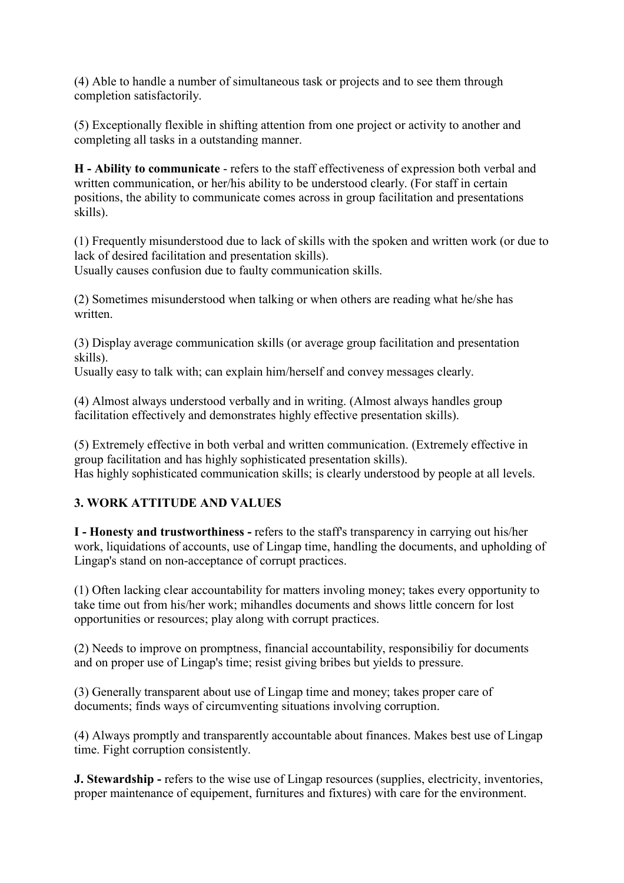(4) Able to handle a number of simultaneous task or projects and to see them through completion satisfactorily.

(5) Exceptionally flexible in shifting attention from one project or activity to another and completing all tasks in a outstanding manner.

**H - Ability to communicate** - refers to the staff effectiveness of expression both verbal and written communication, or her/his ability to be understood clearly. (For staff in certain positions, the ability to communicate comes across in group facilitation and presentations skills).

(1) Frequently misunderstood due to lack of skills with the spoken and written work (or due to lack of desired facilitation and presentation skills).
Usually causes confusion due to faulty communication skills.

(2) Sometimes misunderstood when talking or when others are reading what he/she has written.

(3) Display average communication skills (or average group facilitation and presentation skills).
Usually easy to talk with; can explain him/herself and convey messages clearly.

(4) Almost always understood verbally and in writing. (Almost always handles group facilitation effectively and demonstrates highly effective presentation skills).

(5) Extremely effective in both verbal and written communication. (Extremely effective in group facilitation and has highly sophisticated presentation skills).
Has highly sophisticated communication skills; is clearly understood by people at all levels.

### 3. WORK ATTITUDE AND VALUES

**I - Honesty and trustworthiness -** refers to the staff's transparency in carrying out his/her work, liquidations of accounts, use of Lingap time, handling the documents, and upholding of Lingap's stand on non-acceptance of corrupt practices.

(1) Often lacking clear accountability for matters involing money; takes every opportunity to take time out from his/her work; mihandles documents and shows little concern for lost opportunities or resources; play along with corrupt practices.

(2) Needs to improve on promptness, financial accountability, responsibiliy for documents and on proper use of Lingap's time; resist giving bribes but yields to pressure.

(3) Generally transparent about use of Lingap time and money; takes proper care of documents; finds ways of circumventing situations involving corruption.

(4) Always promptly and transparently accountable about finances. Makes best use of Lingap time. Fight corruption consistently.

**J. Stewardship -** refers to the wise use of Lingap resources (supplies, electricity, inventories, proper maintenance of equipement, furnitures and fixtures) with care for the environment.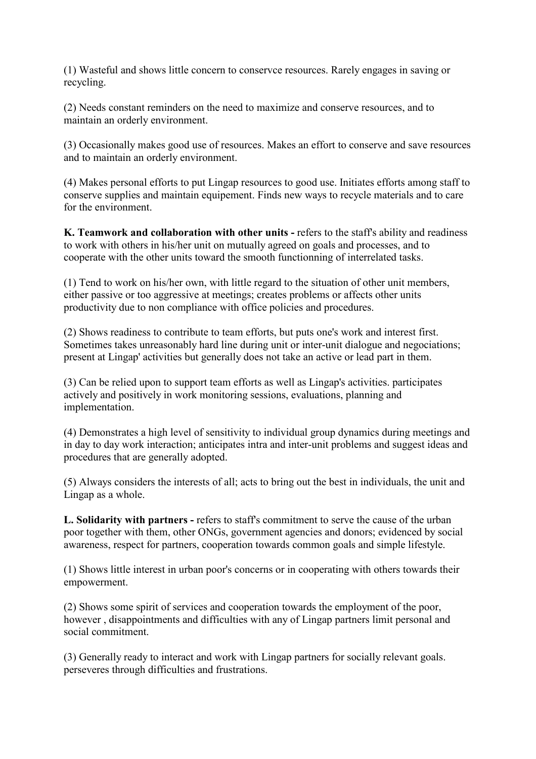(1) Wasteful and shows little concern to conservce resources. Rarely engages in saving or recycling.

(2) Needs constant reminders on the need to maximize and conserve resources, and to maintain an orderly environment.

(3) Occasionally makes good use of resources. Makes an effort to conserve and save resources and to maintain an orderly environment.

(4) Makes personal efforts to put Lingap resources to good use. Initiates efforts among staff to conserve supplies and maintain equipement. Finds new ways to recycle materials and to care for the environment.

**K. Teamwork and collaboration with other units -** refers to the staff's ability and readiness to work with others in his/her unit on mutually agreed on goals and processes, and to cooperate with the other units toward the smooth functionning of interrelated tasks.

(1) Tend to work on his/her own, with little regard to the situation of other unit members, either passive or too aggressive at meetings; creates problems or affects other units productivity due to non compliance with office policies and procedures.

(2) Shows readiness to contribute to team efforts, but puts one's work and interest first. Sometimes takes unreasonably hard line during unit or inter-unit dialogue and negociations; present at Lingap' activities but generally does not take an active or lead part in them.

(3) Can be relied upon to support team efforts as well as Lingap's activities. participates actively and positively in work monitoring sessions, evaluations, planning and implementation.

(4) Demonstrates a high level of sensitivity to individual group dynamics during meetings and in day to day work interaction; anticipates intra and inter-unit problems and suggest ideas and procedures that are generally adopted.

(5) Always considers the interests of all; acts to bring out the best in individuals, the unit and Lingap as a whole.

**L. Solidarity with partners -** refers to staff's commitment to serve the cause of the urban poor together with them, other ONGs, government agencies and donors; evidenced by social awareness, respect for partners, cooperation towards common goals and simple lifestyle.

(1) Shows little interest in urban poor's concerns or in cooperating with others towards their empowerment.

(2) Shows some spirit of services and cooperation towards the employment of the poor, however , disappointments and difficulties with any of Lingap partners limit personal and social commitment.

(3) Generally ready to interact and work with Lingap partners for socially relevant goals. perseveres through difficulties and frustrations.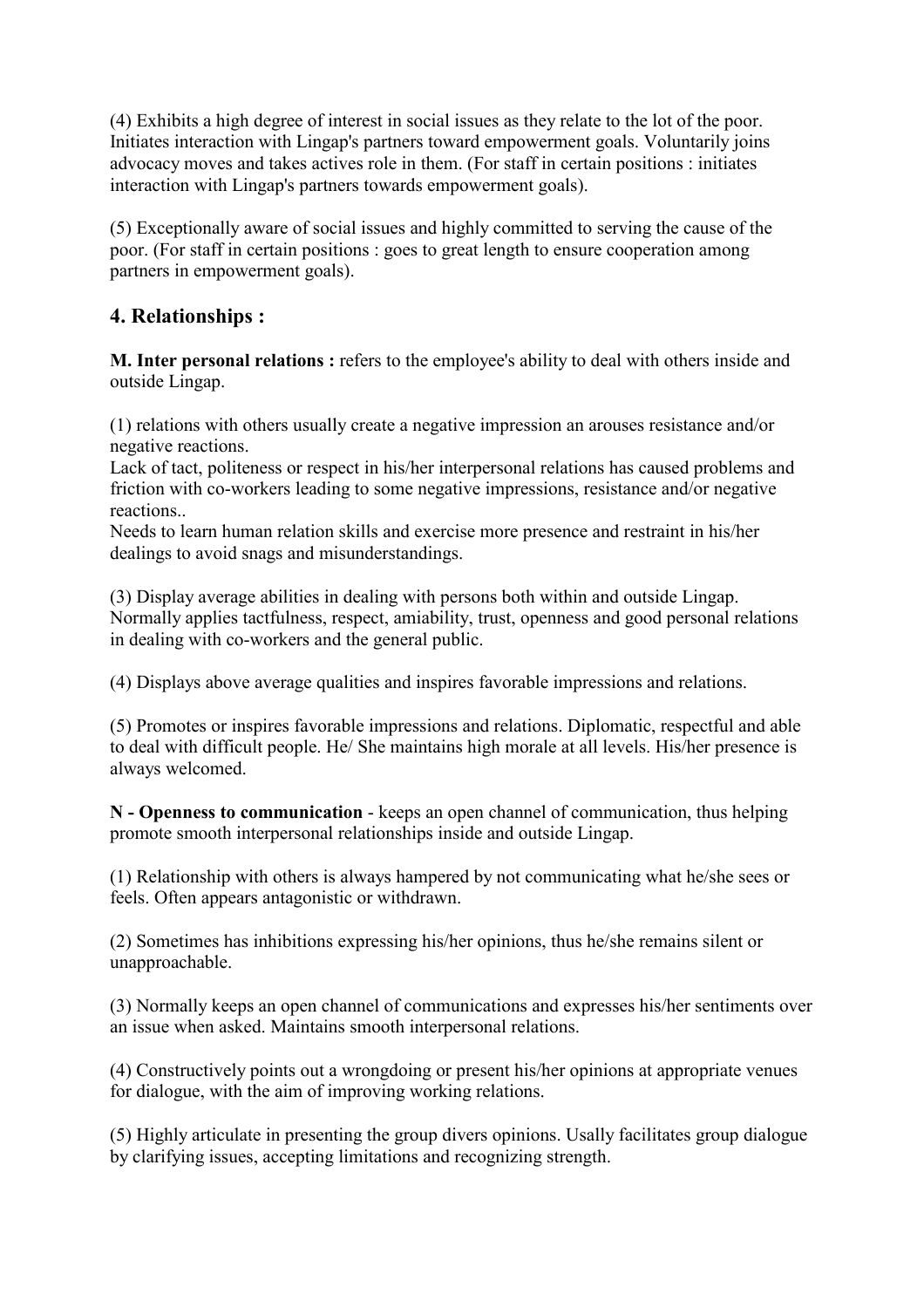(4) Exhibits a high degree of interest in social issues as they relate to the lot of the poor. Initiates interaction with Lingap's partners toward empowerment goals. Voluntarily joins advocacy moves and takes actives role in them. (For staff in certain positions : initiates interaction with Lingap's partners towards empowerment goals).

(5) Exceptionally aware of social issues and highly committed to serving the cause of the poor. (For staff in certain positions : goes to great length to ensure cooperation among partners in empowerment goals).

## 4. Relationships :

**M. Inter personal relations :** refers to the employee's ability to deal with others inside and outside Lingap.

(1) relations with others usually create a negative impression an arouses resistance and/or negative reactions.
Lack of tact, politeness or respect in his/her interpersonal relations has caused problems and friction with co-workers leading to some negative impressions, resistance and/or negative reactions..
Needs to learn human relation skills and exercise more presence and restraint in his/her dealings to avoid snags and misunderstandings.

(3) Display average abilities in dealing with persons both within and outside Lingap. Normally applies tactfulness, respect, amiability, trust, openness and good personal relations in dealing with co-workers and the general public.

(4) Displays above average qualities and inspires favorable impressions and relations.

(5) Promotes or inspires favorable impressions and relations. Diplomatic, respectful and able to deal with difficult people. He/ She maintains high morale at all levels. His/her presence is always welcomed.

**N - Openness to communication** - keeps an open channel of communication, thus helping promote smooth interpersonal relationships inside and outside Lingap.

(1) Relationship with others is always hampered by not communicating what he/she sees or feels. Often appears antagonistic or withdrawn.

(2) Sometimes has inhibitions expressing his/her opinions, thus he/she remains silent or unapproachable.

(3) Normally keeps an open channel of communications and expresses his/her sentiments over an issue when asked. Maintains smooth interpersonal relations.

(4) Constructively points out a wrongdoing or present his/her opinions at appropriate venues for dialogue, with the aim of improving working relations.

(5) Highly articulate in presenting the group divers opinions. Usally facilitates group dialogue by clarifying issues, accepting limitations and recognizing strength.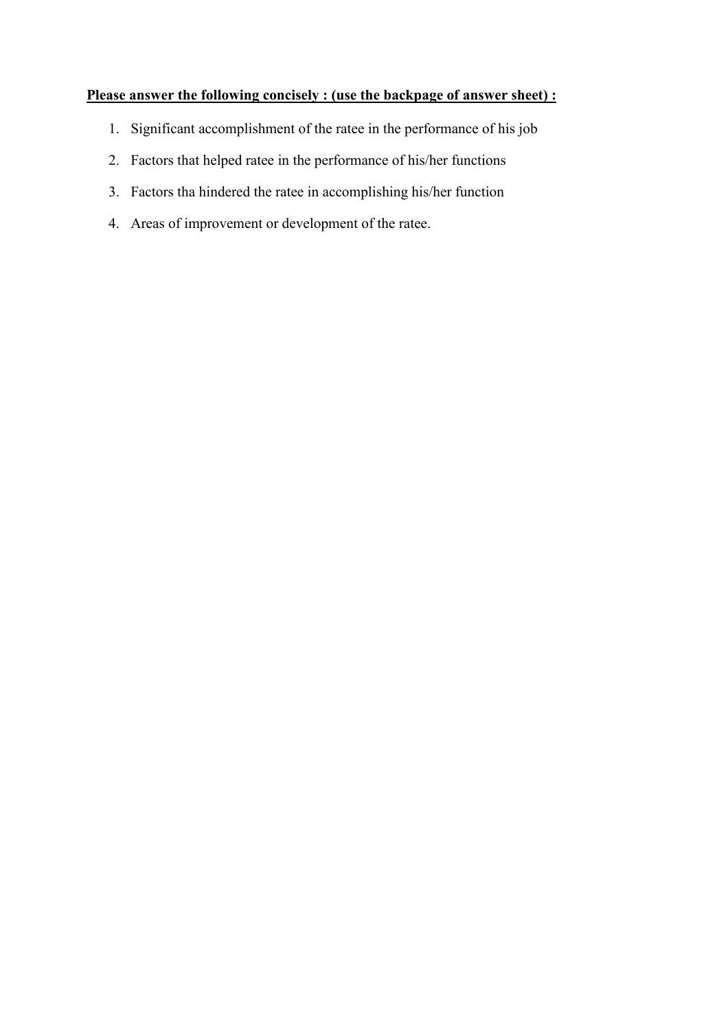**<u>Please answer the following concisely : (use the backpage of answer sheet) :</u>**

1. Significant accomplishment of the ratee in the performance of his job
2. Factors that helped ratee in the performance of his/her functions
3. Factors tha hindered the ratee in accomplishing his/her function
4. Areas of improvement or development of the ratee.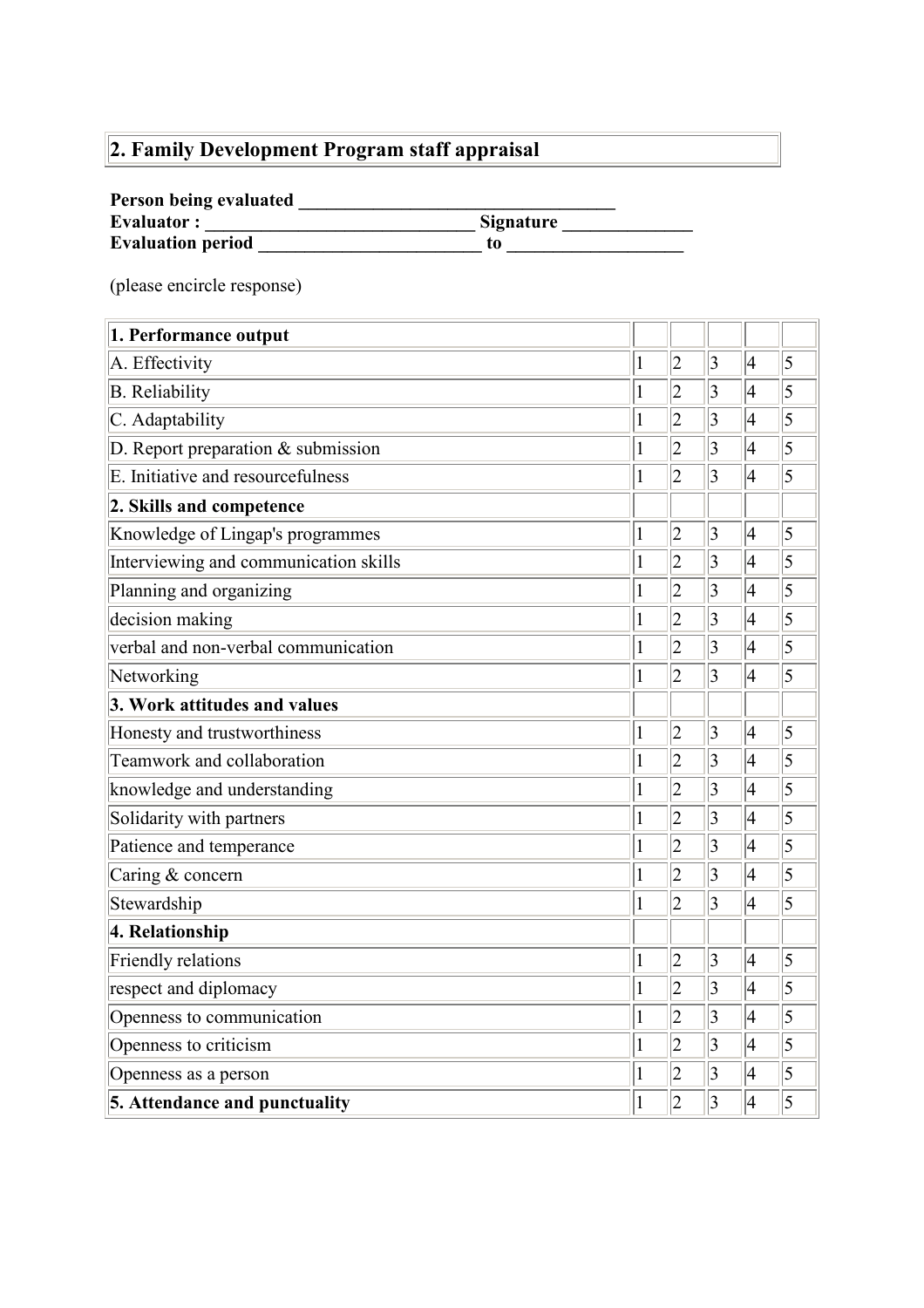## 2. Family Development Program staff appraisal

**Person being evaluated** ___________________________________
**Evaluator :** _____________________________ **Signature** ______________
**Evaluation period** ________________________ **to** ___________________

(please encircle response)

| **1. Performance output** | | | | | |
|---|---|---|---|---|---|
| A. Effectivity | 1 | 2 | 3 | 4 | 5 |
| B. Reliability | 1 | 2 | 3 | 4 | 5 |
| C. Adaptability | 1 | 2 | 3 | 4 | 5 |
| D. Report preparation & submission | 1 | 2 | 3 | 4 | 5 |
| E. Initiative and resourcefulness | 1 | 2 | 3 | 4 | 5 |
| **2. Skills and competence** | | | | | |
| Knowledge of Lingap's programmes | 1 | 2 | 3 | 4 | 5 |
| Interviewing and communication skills | 1 | 2 | 3 | 4 | 5 |
| Planning and organizing | 1 | 2 | 3 | 4 | 5 |
| decision making | 1 | 2 | 3 | 4 | 5 |
| verbal and non-verbal communication | 1 | 2 | 3 | 4 | 5 |
| Networking | 1 | 2 | 3 | 4 | 5 |
| **3. Work attitudes and values** | | | | | |
| Honesty and trustworthiness | 1 | 2 | 3 | 4 | 5 |
| Teamwork and collaboration | 1 | 2 | 3 | 4 | 5 |
| knowledge and understanding | 1 | 2 | 3 | 4 | 5 |
| Solidarity with partners | 1 | 2 | 3 | 4 | 5 |
| Patience and temperance | 1 | 2 | 3 | 4 | 5 |
| Caring & concern | 1 | 2 | 3 | 4 | 5 |
| Stewardship | 1 | 2 | 3 | 4 | 5 |
| **4. Relationship** | | | | | |
| Friendly relations | 1 | 2 | 3 | 4 | 5 |
| respect and diplomacy | 1 | 2 | 3 | 4 | 5 |
| Openness to communication | 1 | 2 | 3 | 4 | 5 |
| Openness to criticism | 1 | 2 | 3 | 4 | 5 |
| Openness as a person | 1 | 2 | 3 | 4 | 5 |
| **5. Attendance and punctuality** | 1 | 2 | 3 | 4 | 5 |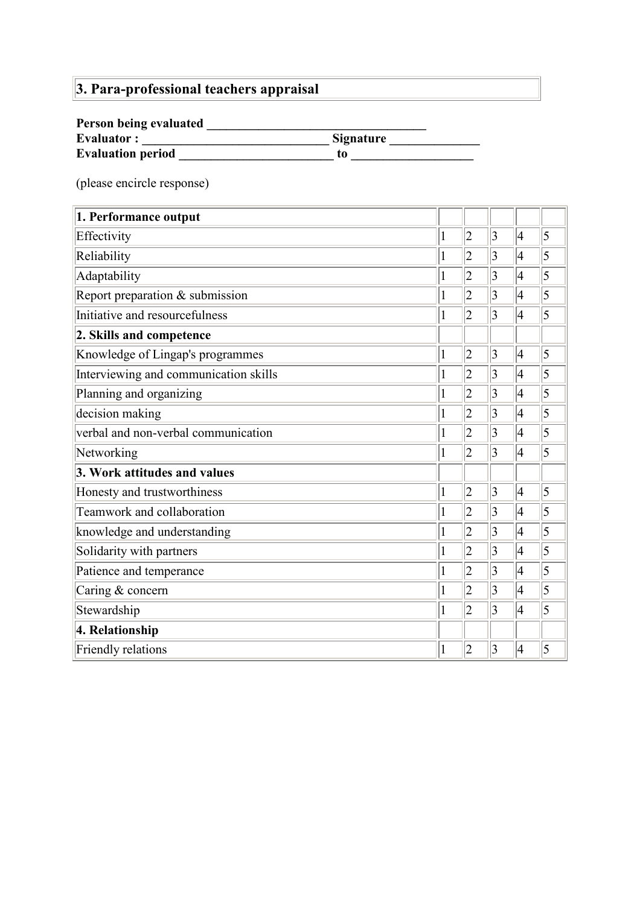## 3. Para-professional teachers appraisal

**Person being evaluated** ___________________________________
**Evaluator :** _____________________________ **Signature** ______________
**Evaluation period** ________________________ **to** ___________________

(please encircle response)

| | | | | | |
|---|---|---|---|---|---|
| **1. Performance output** | | | | | |
| Effectivity | 1 | 2 | 3 | 4 | 5 |
| Reliability | 1 | 2 | 3 | 4 | 5 |
| Adaptability | 1 | 2 | 3 | 4 | 5 |
| Report preparation & submission | 1 | 2 | 3 | 4 | 5 |
| Initiative and resourcefulness | 1 | 2 | 3 | 4 | 5 |
| **2. Skills and competence** | | | | | |
| Knowledge of Lingap's programmes | 1 | 2 | 3 | 4 | 5 |
| Interviewing and communication skills | 1 | 2 | 3 | 4 | 5 |
| Planning and organizing | 1 | 2 | 3 | 4 | 5 |
| decision making | 1 | 2 | 3 | 4 | 5 |
| verbal and non-verbal communication | 1 | 2 | 3 | 4 | 5 |
| Networking | 1 | 2 | 3 | 4 | 5 |
| **3. Work attitudes and values** | | | | | |
| Honesty and trustworthiness | 1 | 2 | 3 | 4 | 5 |
| Teamwork and collaboration | 1 | 2 | 3 | 4 | 5 |
| knowledge and understanding | 1 | 2 | 3 | 4 | 5 |
| Solidarity with partners | 1 | 2 | 3 | 4 | 5 |
| Patience and temperance | 1 | 2 | 3 | 4 | 5 |
| Caring & concern | 1 | 2 | 3 | 4 | 5 |
| Stewardship | 1 | 2 | 3 | 4 | 5 |
| **4. Relationship** | | | | | |
| Friendly relations | 1 | 2 | 3 | 4 | 5 |